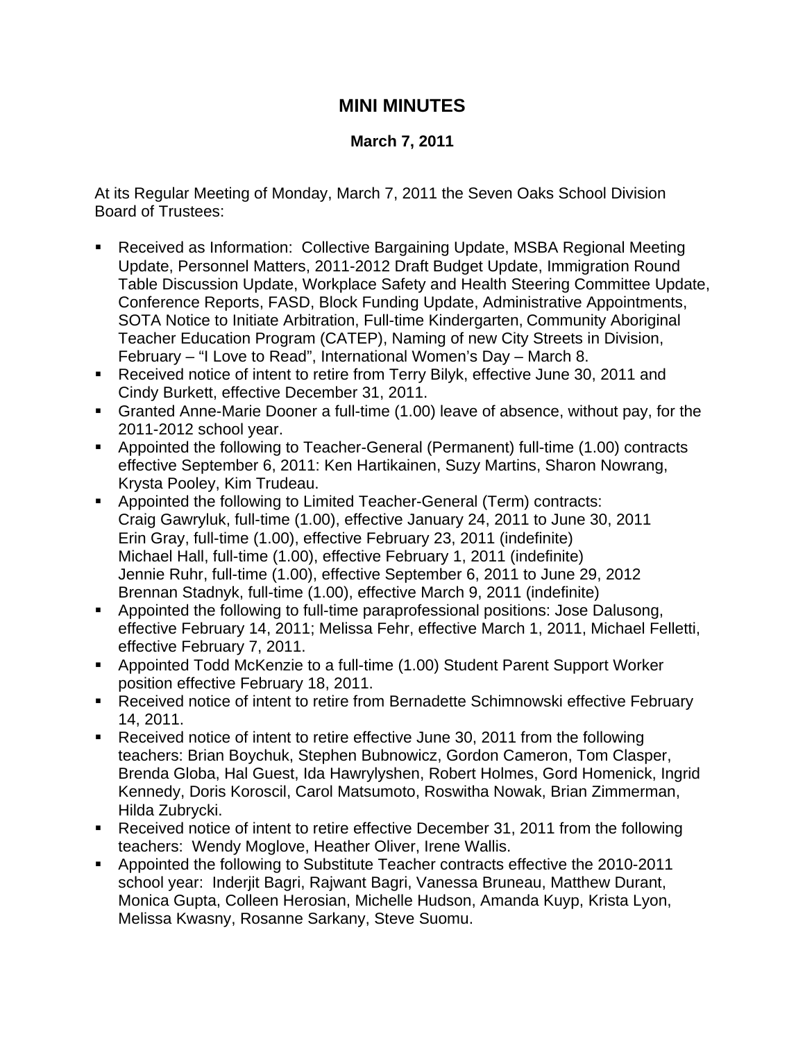# MINI MINUTES

**March 7, 2011**

At its Regular Meeting of Monday, March 7, 2011 the Seven Oaks School Division Board of Trustees:

- Received as Information: Collective Bargaining Update, MSBA Regional Meeting Update, Personnel Matters, 2011-2012 Draft Budget Update, Immigration Round Table Discussion Update, Workplace Safety and Health Steering Committee Update, Conference Reports, FASD, Block Funding Update, Administrative Appointments, SOTA Notice to Initiate Arbitration, Full-time Kindergarten, Community Aboriginal Teacher Education Program (CATEP), Naming of new City Streets in Division, February – "I Love to Read", International Women's Day – March 8.
- Received notice of intent to retire from Terry Bilyk, effective June 30, 2011 and Cindy Burkett, effective December 31, 2011.
- Granted Anne-Marie Dooner a full-time (1.00) leave of absence, without pay, for the 2011-2012 school year.
- Appointed the following to Teacher-General (Permanent) full-time (1.00) contracts effective September 6, 2011: Ken Hartikainen, Suzy Martins, Sharon Nowrang, Krysta Pooley, Kim Trudeau.
- Appointed the following to Limited Teacher-General (Term) contracts:
  Craig Gawryluk, full-time (1.00), effective January 24, 2011 to June 30, 2011
  Erin Gray, full-time (1.00), effective February 23, 2011 (indefinite)
  Michael Hall, full-time (1.00), effective February 1, 2011 (indefinite)
  Jennie Ruhr, full-time (1.00), effective September 6, 2011 to June 29, 2012
  Brennan Stadnyk, full-time (1.00), effective March 9, 2011 (indefinite)
- Appointed the following to full-time paraprofessional positions: Jose Dalusong, effective February 14, 2011; Melissa Fehr, effective March 1, 2011, Michael Felletti, effective February 7, 2011.
- Appointed Todd McKenzie to a full-time (1.00) Student Parent Support Worker position effective February 18, 2011.
- Received notice of intent to retire from Bernadette Schimnowski effective February 14, 2011.
- Received notice of intent to retire effective June 30, 2011 from the following teachers: Brian Boychuk, Stephen Bubnowicz, Gordon Cameron, Tom Clasper, Brenda Globa, Hal Guest, Ida Hawrylyshen, Robert Holmes, Gord Homenick, Ingrid Kennedy, Doris Koroscil, Carol Matsumoto, Roswitha Nowak, Brian Zimmerman, Hilda Zubrycki.
- Received notice of intent to retire effective December 31, 2011 from the following teachers: Wendy Moglove, Heather Oliver, Irene Wallis.
- Appointed the following to Substitute Teacher contracts effective the 2010-2011 school year: Inderjit Bagri, Rajwant Bagri, Vanessa Bruneau, Matthew Durant, Monica Gupta, Colleen Herosian, Michelle Hudson, Amanda Kuyp, Krista Lyon, Melissa Kwasny, Rosanne Sarkany, Steve Suomu.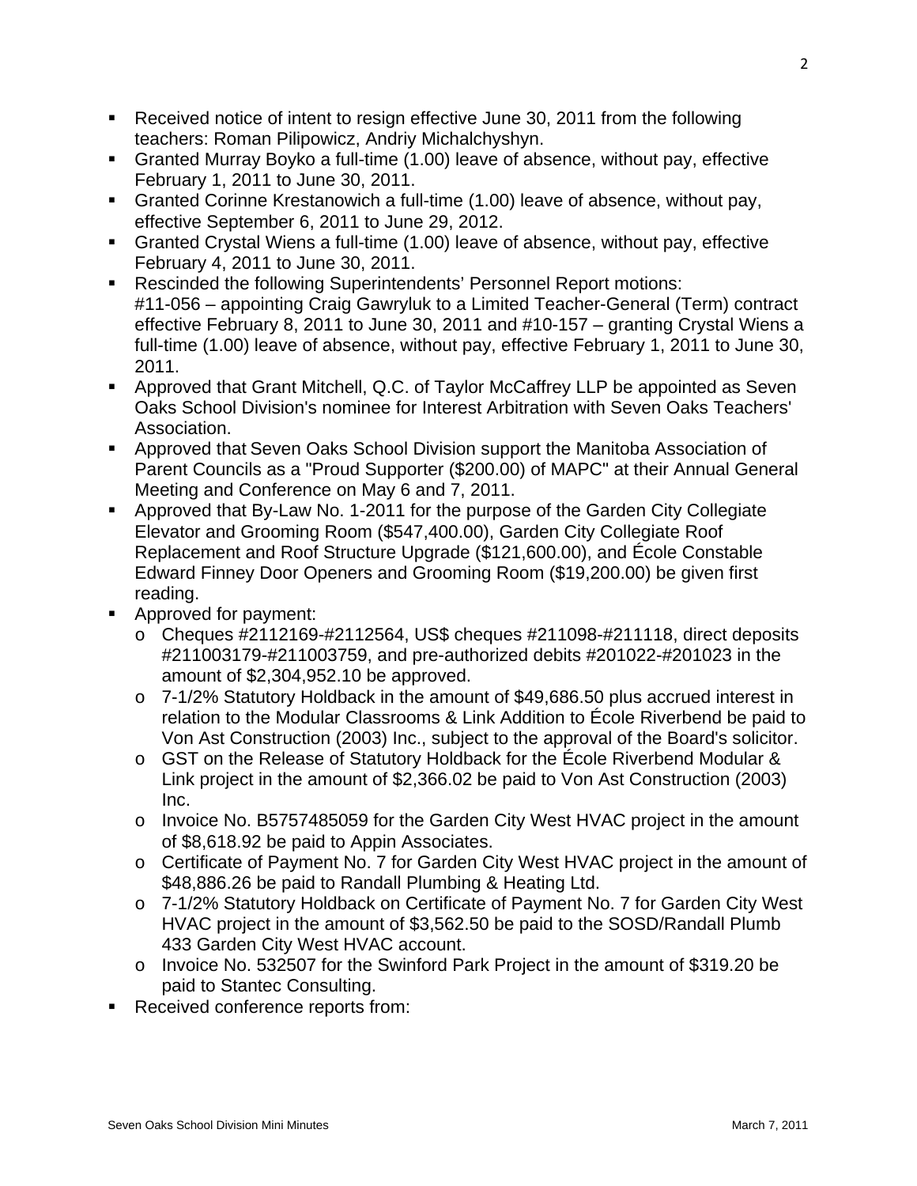- Received notice of intent to resign effective June 30, 2011 from the following teachers: Roman Pilipowicz, Andriy Michalchyshyn.
- Granted Murray Boyko a full-time (1.00) leave of absence, without pay, effective February 1, 2011 to June 30, 2011.
- Granted Corinne Krestanowich a full-time (1.00) leave of absence, without pay, effective September 6, 2011 to June 29, 2012.
- Granted Crystal Wiens a full-time (1.00) leave of absence, without pay, effective February 4, 2011 to June 30, 2011.
- Rescinded the following Superintendents' Personnel Report motions: #11-056 – appointing Craig Gawryluk to a Limited Teacher-General (Term) contract effective February 8, 2011 to June 30, 2011 and #10-157 – granting Crystal Wiens a full-time (1.00) leave of absence, without pay, effective February 1, 2011 to June 30, 2011.
- Approved that Grant Mitchell, Q.C. of Taylor McCaffrey LLP be appointed as Seven Oaks School Division's nominee for Interest Arbitration with Seven Oaks Teachers' Association.
- Approved that Seven Oaks School Division support the Manitoba Association of Parent Councils as a "Proud Supporter ($200.00) of MAPC" at their Annual General Meeting and Conference on May 6 and 7, 2011.
- Approved that By-Law No. 1-2011 for the purpose of the Garden City Collegiate Elevator and Grooming Room ($547,400.00), Garden City Collegiate Roof Replacement and Roof Structure Upgrade ($121,600.00), and École Constable Edward Finney Door Openers and Grooming Room ($19,200.00) be given first reading.
- Approved for payment:
  - Cheques #2112169-#2112564, US$ cheques #211098-#211118, direct deposits #211003179-#211003759, and pre-authorized debits #201022-#201023 in the amount of $2,304,952.10 be approved.
  - 7-1/2% Statutory Holdback in the amount of $49,686.50 plus accrued interest in relation to the Modular Classrooms & Link Addition to École Riverbend be paid to Von Ast Construction (2003) Inc., subject to the approval of the Board's solicitor.
  - GST on the Release of Statutory Holdback for the École Riverbend Modular & Link project in the amount of $2,366.02 be paid to Von Ast Construction (2003) Inc.
  - Invoice No. B5757485059 for the Garden City West HVAC project in the amount of $8,618.92 be paid to Appin Associates.
  - Certificate of Payment No. 7 for Garden City West HVAC project in the amount of $48,886.26 be paid to Randall Plumbing & Heating Ltd.
  - 7-1/2% Statutory Holdback on Certificate of Payment No. 7 for Garden City West HVAC project in the amount of $3,562.50 be paid to the SOSD/Randall Plumb 433 Garden City West HVAC account.
  - Invoice No. 532507 for the Swinford Park Project in the amount of $319.20 be paid to Stantec Consulting.
- Received conference reports from: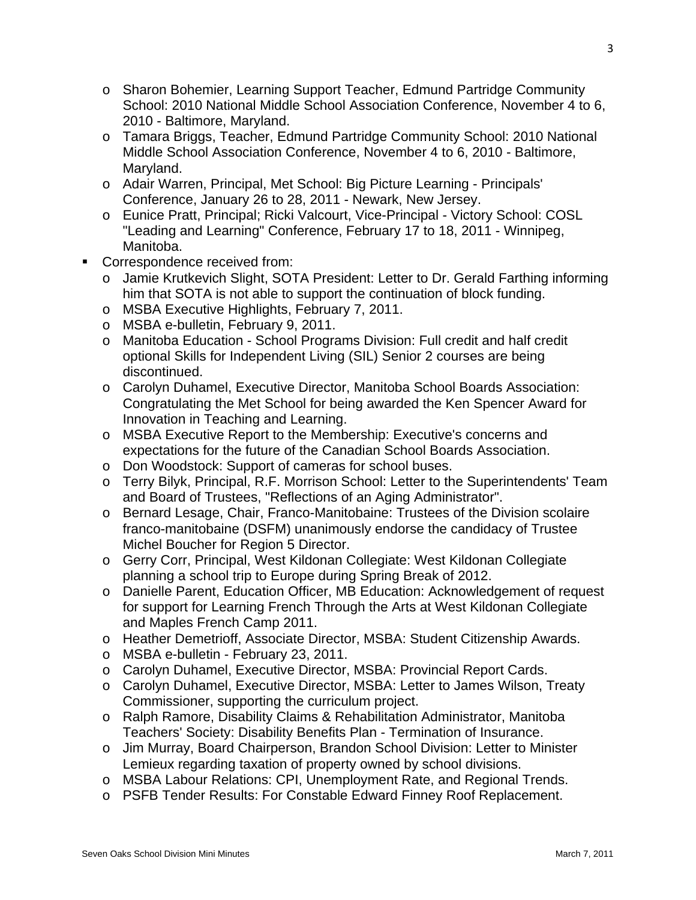- Sharon Bohemier, Learning Support Teacher, Edmund Partridge Community School: 2010 National Middle School Association Conference, November 4 to 6, 2010 - Baltimore, Maryland.
  - Tamara Briggs, Teacher, Edmund Partridge Community School: 2010 National Middle School Association Conference, November 4 to 6, 2010 - Baltimore, Maryland.
  - Adair Warren, Principal, Met School: Big Picture Learning - Principals' Conference, January 26 to 28, 2011 - Newark, New Jersey.
  - Eunice Pratt, Principal; Ricki Valcourt, Vice-Principal - Victory School: COSL "Leading and Learning" Conference, February 17 to 18, 2011 - Winnipeg, Manitoba.
- Correspondence received from:
  - Jamie Krutkevich Slight, SOTA President: Letter to Dr. Gerald Farthing informing him that SOTA is not able to support the continuation of block funding.
  - MSBA Executive Highlights, February 7, 2011.
  - MSBA e-bulletin, February 9, 2011.
  - Manitoba Education - School Programs Division: Full credit and half credit optional Skills for Independent Living (SIL) Senior 2 courses are being discontinued.
  - Carolyn Duhamel, Executive Director, Manitoba School Boards Association: Congratulating the Met School for being awarded the Ken Spencer Award for Innovation in Teaching and Learning.
  - MSBA Executive Report to the Membership: Executive's concerns and expectations for the future of the Canadian School Boards Association.
  - Don Woodstock: Support of cameras for school buses.
  - Terry Bilyk, Principal, R.F. Morrison School: Letter to the Superintendents' Team and Board of Trustees, "Reflections of an Aging Administrator".
  - Bernard Lesage, Chair, Franco-Manitobaine: Trustees of the Division scolaire franco-manitobaine (DSFM) unanimously endorse the candidacy of Trustee Michel Boucher for Region 5 Director.
  - Gerry Corr, Principal, West Kildonan Collegiate: West Kildonan Collegiate planning a school trip to Europe during Spring Break of 2012.
  - Danielle Parent, Education Officer, MB Education: Acknowledgement of request for support for Learning French Through the Arts at West Kildonan Collegiate and Maples French Camp 2011.
  - Heather Demetrioff, Associate Director, MSBA: Student Citizenship Awards.
  - MSBA e-bulletin - February 23, 2011.
  - Carolyn Duhamel, Executive Director, MSBA: Provincial Report Cards.
  - Carolyn Duhamel, Executive Director, MSBA: Letter to James Wilson, Treaty Commissioner, supporting the curriculum project.
  - Ralph Ramore, Disability Claims & Rehabilitation Administrator, Manitoba Teachers' Society: Disability Benefits Plan - Termination of Insurance.
  - Jim Murray, Board Chairperson, Brandon School Division: Letter to Minister Lemieux regarding taxation of property owned by school divisions.
  - MSBA Labour Relations: CPI, Unemployment Rate, and Regional Trends.
  - PSFB Tender Results: For Constable Edward Finney Roof Replacement.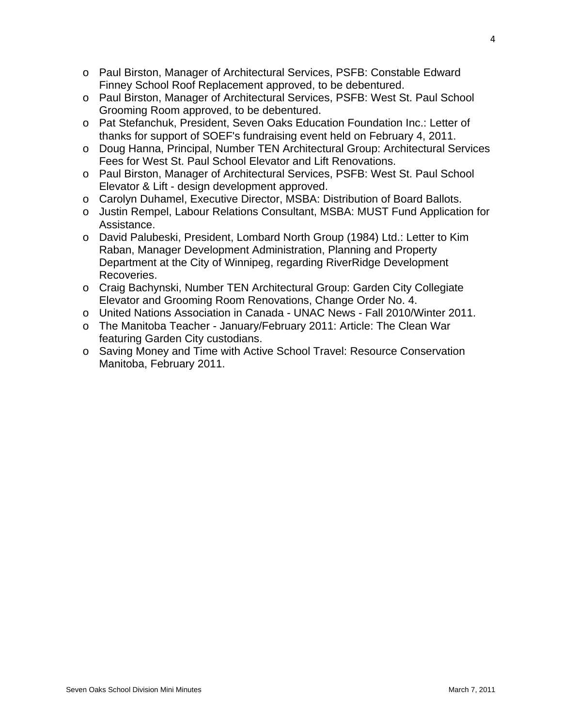- Paul Birston, Manager of Architectural Services, PSFB: Constable Edward Finney School Roof Replacement approved, to be debentured.
- Paul Birston, Manager of Architectural Services, PSFB: West St. Paul School Grooming Room approved, to be debentured.
- Pat Stefanchuk, President, Seven Oaks Education Foundation Inc.: Letter of thanks for support of SOEF's fundraising event held on February 4, 2011.
- Doug Hanna, Principal, Number TEN Architectural Group: Architectural Services Fees for West St. Paul School Elevator and Lift Renovations.
- Paul Birston, Manager of Architectural Services, PSFB: West St. Paul School Elevator & Lift - design development approved.
- Carolyn Duhamel, Executive Director, MSBA: Distribution of Board Ballots.
- Justin Rempel, Labour Relations Consultant, MSBA: MUST Fund Application for Assistance.
- David Palubeski, President, Lombard North Group (1984) Ltd.: Letter to Kim Raban, Manager Development Administration, Planning and Property Department at the City of Winnipeg, regarding RiverRidge Development Recoveries.
- Craig Bachynski, Number TEN Architectural Group: Garden City Collegiate Elevator and Grooming Room Renovations, Change Order No. 4.
- United Nations Association in Canada - UNAC News - Fall 2010/Winter 2011.
- The Manitoba Teacher - January/February 2011: Article: The Clean War featuring Garden City custodians.
- Saving Money and Time with Active School Travel: Resource Conservation Manitoba, February 2011.